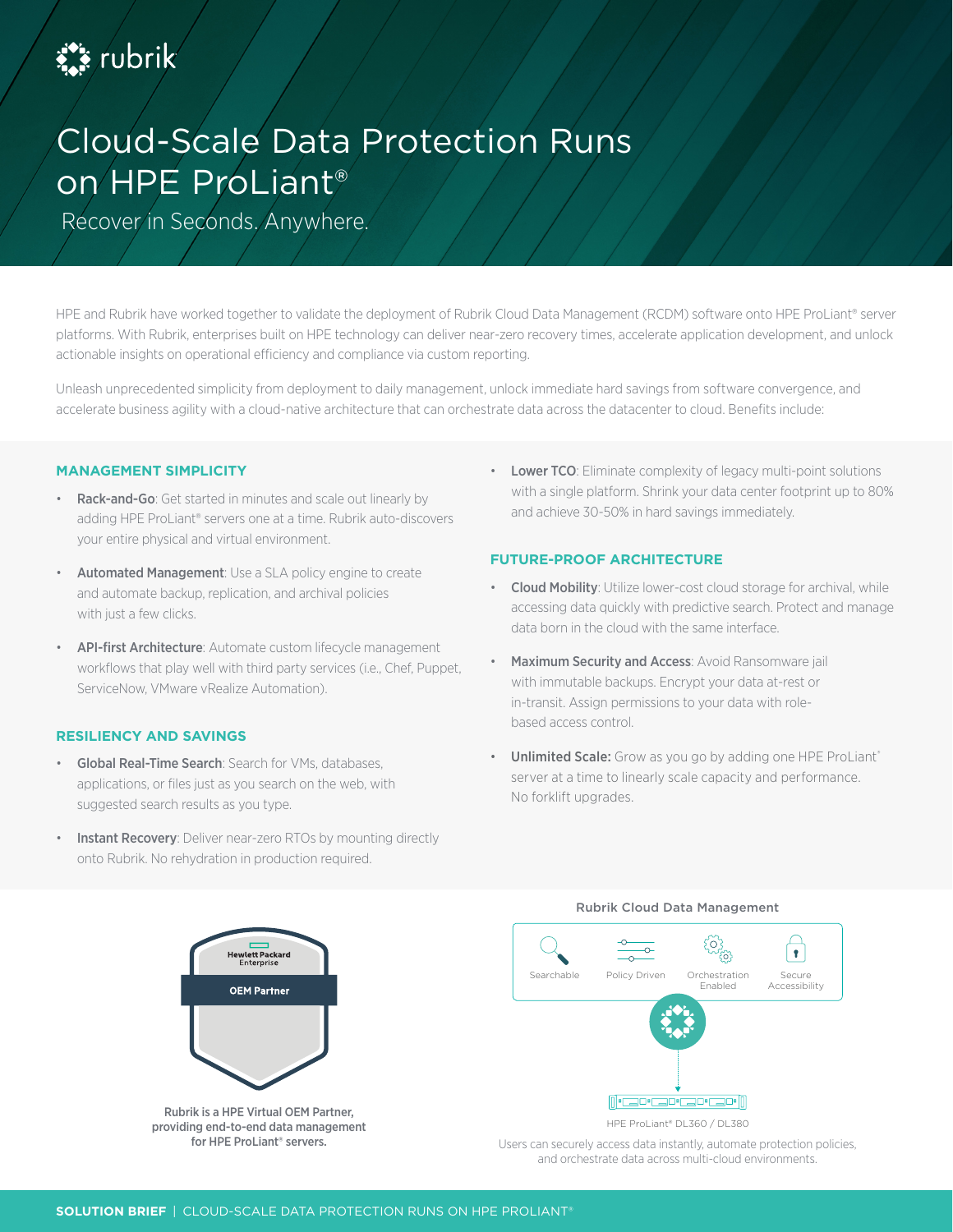# Cloud-Scale Data Protection Runs on HPE ProLiant®

Recover in Seconds. Anywhere.

HPE and Rubrik have worked together to validate the deployment of Rubrik Cloud Data Management (RCDM) software onto HPE ProLiant® server platforms. With Rubrik, enterprises built on HPE technology can deliver near-zero recovery times, accelerate application development, and unlock actionable insights on operational efficiency and compliance via custom reporting.

Unleash unprecedented simplicity from deployment to daily management, unlock immediate hard savings from software convergence, and accelerate business agility with a cloud-native architecture that can orchestrate data across the datacenter to cloud. Benefits include:

## MANAGEMENT SIMPLICITY

- **Rack-and-Go**: Get started in minutes and scale out linearly by adding HPE ProLiant® servers one at a time. Rubrik auto-discovers your entire physical and virtual environment.
- **Automated Management**: Use a SLA policy engine to create and automate backup, replication, and archival policies with just a few clicks.
- **API-first Architecture**: Automate custom lifecycle management workflows that play well with third party services (i.e., Chef, Puppet, ServiceNow, VMware vRealize Automation).

## RESILIENCY AND SAVINGS

- **Global Real-Time Search**: Search for VMs, databases, applications, or files just as you search on the web, with suggested search results as you type.
- **Instant Recovery**: Deliver near-zero RTOs by mounting directly onto Rubrik. No rehydration in production required.
- **Lower TCO**: Eliminate complexity of legacy multi-point solutions with a single platform. Shrink your data center footprint up to 80% and achieve 30-50% in hard savings immediately.

## FUTURE-PROOF ARCHITECTURE

- **Cloud Mobility**: Utilize lower-cost cloud storage for archival, while accessing data quickly with predictive search. Protect and manage data born in the cloud with the same interface.
- **Maximum Security and Access**: Avoid Ransomware jail with immutable backups. Encrypt your data at-rest or in-transit. Assign permissions to your data with role-based access control.
- **Unlimited Scale:** Grow as you go by adding one HPE ProLiant® server at a time to linearly scale capacity and performance. No forklift upgrades.

Hewlett Packard Enterprise OEM Partner

Rubrik is a HPE Virtual OEM Partner, providing end-to-end data management for HPE ProLiant® servers.

Rubrik Cloud Data Management

Searchable | Policy Driven | Orchestration Enabled | Secure Accessibility

HPE ProLiant® DL360 / DL380

Users can securely access data instantly, automate protection policies, and orchestrate data across multi-cloud environments.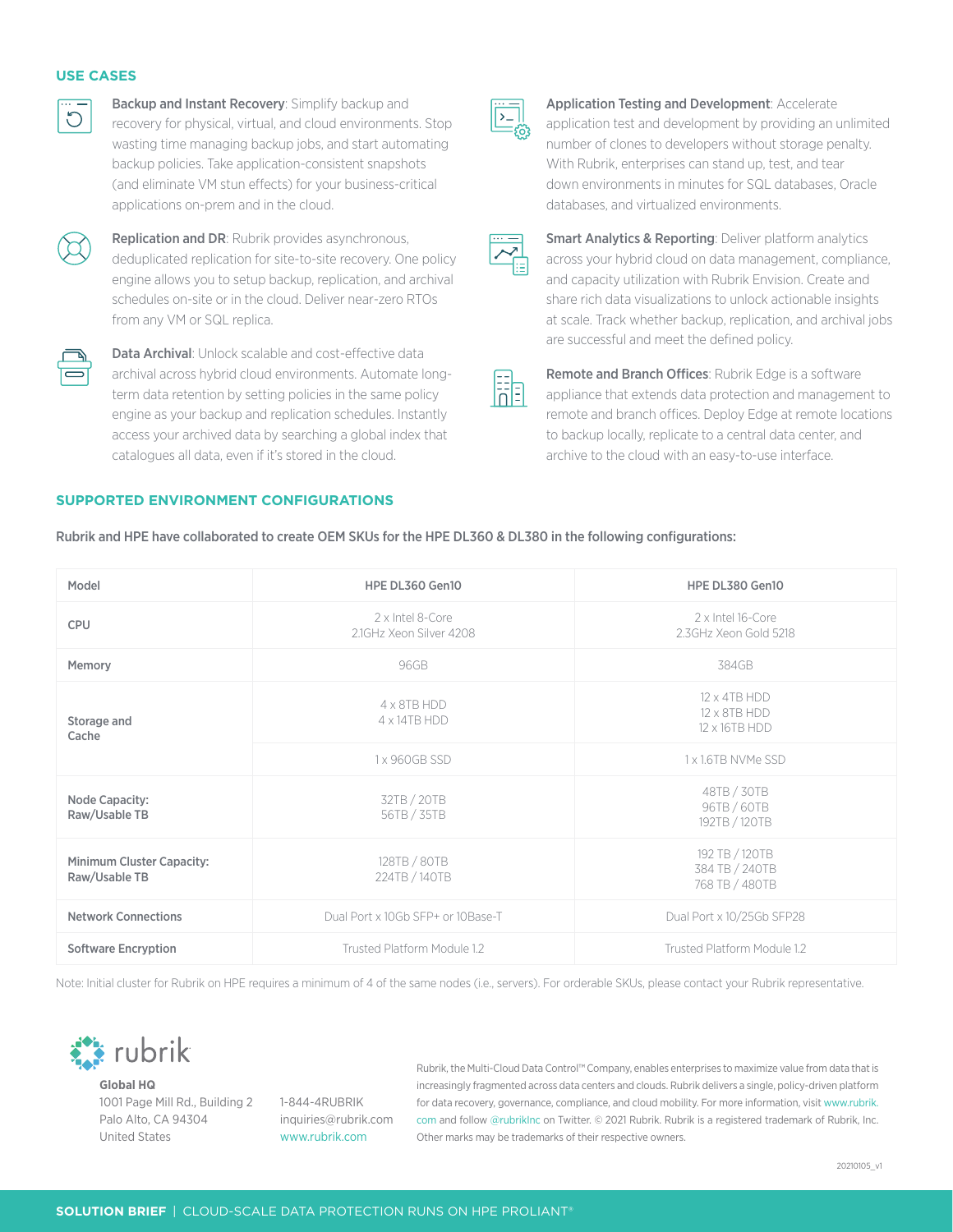## USE CASES

**Backup and Instant Recovery**: Simplify backup and recovery for physical, virtual, and cloud environments. Stop wasting time managing backup jobs, and start automating backup policies. Take application-consistent snapshots (and eliminate VM stun effects) for your business-critical applications on-prem and in the cloud.

**Replication and DR**: Rubrik provides asynchronous, deduplicated replication for site-to-site recovery. One policy engine allows you to setup backup, replication, and archival schedules on-site or in the cloud. Deliver near-zero RTOs from any VM or SQL replica.

**Data Archival**: Unlock scalable and cost-effective data archival across hybrid cloud environments. Automate long-term data retention by setting policies in the same policy engine as your backup and replication schedules. Instantly access your archived data by searching a global index that catalogues all data, even if it's stored in the cloud.

**Application Testing and Development**: Accelerate application test and development by providing an unlimited number of clones to developers without storage penalty. With Rubrik, enterprises can stand up, test, and tear down environments in minutes for SQL databases, Oracle databases, and virtualized environments.

**Smart Analytics & Reporting**: Deliver platform analytics across your hybrid cloud on data management, compliance, and capacity utilization with Rubrik Envision. Create and share rich data visualizations to unlock actionable insights at scale. Track whether backup, replication, and archival jobs are successful and meet the defined policy.

**Remote and Branch Offices**: Rubrik Edge is a software appliance that extends data protection and management to remote and branch offices. Deploy Edge at remote locations to backup locally, replicate to a central data center, and archive to the cloud with an easy-to-use interface.

## SUPPORTED ENVIRONMENT CONFIGURATIONS

**Rubrik and HPE have collaborated to create OEM SKUs for the HPE DL360 & DL380 in the following configurations:**

| Model | HPE DL360 Gen10 | HPE DL380 Gen10 |
|---|---|---|
| CPU | 2 x Intel 8-Core<br>2.1GHz Xeon Silver 4208 | 2 x Intel 16-Core<br>2.3GHz Xeon Gold 5218 |
| Memory | 96GB | 384GB |
| Storage and Cache | 4 x 8TB HDD<br>4 x 14TB HDD | 12 x 4TB HDD<br>12 x 8TB HDD<br>12 x 16TB HDD |
| | 1 x 960GB SSD | 1 x 1.6TB NVMe SSD |
| Node Capacity: Raw/Usable TB | 32TB / 20TB<br>56TB / 35TB | 48TB / 30TB<br>96TB / 60TB<br>192TB / 120TB |
| Minimum Cluster Capacity: Raw/Usable TB | 128TB / 80TB<br>224TB / 140TB | 192 TB / 120TB<br>384 TB / 240TB<br>768 TB / 480TB |
| Network Connections | Dual Port x 10Gb SFP+ or 10Base-T | Dual Port x 10/25Gb SFP28 |
| Software Encryption | Trusted Platform Module 1.2 | Trusted Platform Module 1.2 |

Note: Initial cluster for Rubrik on HPE requires a minimum of 4 of the same nodes (i.e., servers). For orderable SKUs, please contact your Rubrik representative.

rubrik

**Global HQ**
1001 Page Mill Rd., Building 2
Palo Alto, CA 94304
United States

1-844-4RUBRIK
inquiries@rubrik.com
www.rubrik.com

Rubrik, the Multi-Cloud Data Control™ Company, enables enterprises to maximize value from data that is increasingly fragmented across data centers and clouds. Rubrik delivers a single, policy-driven platform for data recovery, governance, compliance, and cloud mobility. For more information, visit www.rubrik.com and follow @rubrikInc on Twitter. © 2021 Rubrik. Rubrik is a registered trademark of Rubrik, Inc. Other marks may be trademarks of their respective owners.

20210105_v1